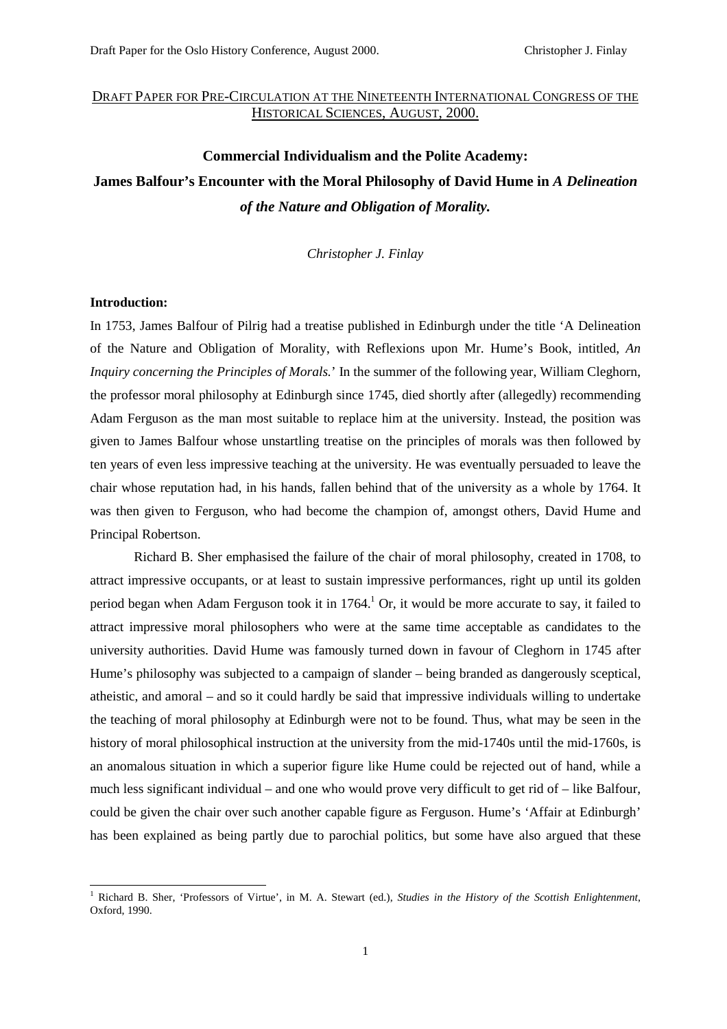DRAFT PAPER FOR PRE-CIRCULATION AT THE NINETEENTH INTERNATIONAL CONGRESS OF THE HISTORICAL SCIENCES, AUGUST, 2000.

# Commercial Individualism and the Polite Academy: James Balfour's Encounter with the Moral Philosophy of David Hume in *A Delineation of the Nature and Obligation of Morality.*

*Christopher J. Finlay*

**Introduction:**

In 1753, James Balfour of Pilrig had a treatise published in Edinburgh under the title 'A Delineation of the Nature and Obligation of Morality, with Reflexions upon Mr. Hume's Book, intitled, *An Inquiry concerning the Principles of Morals.*' In the summer of the following year, William Cleghorn, the professor moral philosophy at Edinburgh since 1745, died shortly after (allegedly) recommending Adam Ferguson as the man most suitable to replace him at the university. Instead, the position was given to James Balfour whose unstartling treatise on the principles of morals was then followed by ten years of even less impressive teaching at the university. He was eventually persuaded to leave the chair whose reputation had, in his hands, fallen behind that of the university as a whole by 1764. It was then given to Ferguson, who had become the champion of, amongst others, David Hume and Principal Robertson.

Richard B. Sher emphasised the failure of the chair of moral philosophy, created in 1708, to attract impressive occupants, or at least to sustain impressive performances, right up until its golden period began when Adam Ferguson took it in 1764.[1] Or, it would be more accurate to say, it failed to attract impressive moral philosophers who were at the same time acceptable as candidates to the university authorities. David Hume was famously turned down in favour of Cleghorn in 1745 after Hume's philosophy was subjected to a campaign of slander – being branded as dangerously sceptical, atheistic, and amoral – and so it could hardly be said that impressive individuals willing to undertake the teaching of moral philosophy at Edinburgh were not to be found. Thus, what may be seen in the history of moral philosophical instruction at the university from the mid-1740s until the mid-1760s, is an anomalous situation in which a superior figure like Hume could be rejected out of hand, while a much less significant individual – and one who would prove very difficult to get rid of – like Balfour, could be given the chair over such another capable figure as Ferguson. Hume's 'Affair at Edinburgh' has been explained as being partly due to parochial politics, but some have also argued that these

[1] Richard B. Sher, 'Professors of Virtue', in M. A. Stewart (ed.), *Studies in the History of the Scottish Enlightenment*, Oxford, 1990.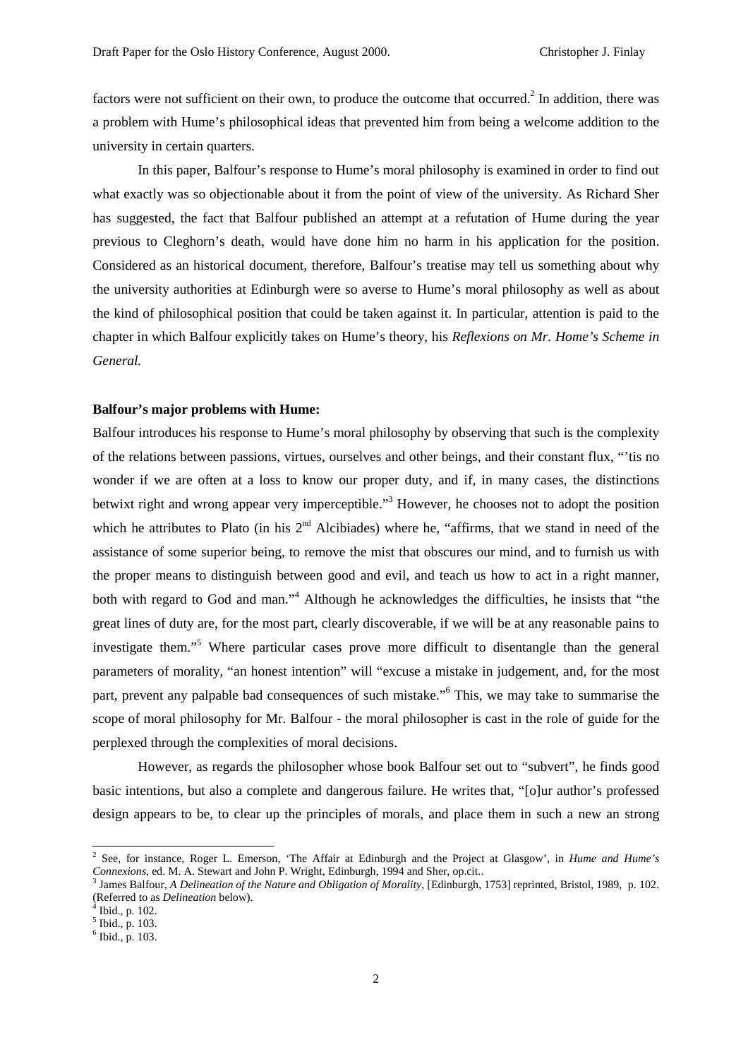factors were not sufficient on their own, to produce the outcome that occurred.[2] In addition, there was a problem with Hume's philosophical ideas that prevented him from being a welcome addition to the university in certain quarters.

In this paper, Balfour's response to Hume's moral philosophy is examined in order to find out what exactly was so objectionable about it from the point of view of the university. As Richard Sher has suggested, the fact that Balfour published an attempt at a refutation of Hume during the year previous to Cleghorn's death, would have done him no harm in his application for the position. Considered as an historical document, therefore, Balfour's treatise may tell us something about why the university authorities at Edinburgh were so averse to Hume's moral philosophy as well as about the kind of philosophical position that could be taken against it. In particular, attention is paid to the chapter in which Balfour explicitly takes on Hume's theory, his *Reflexions on Mr. Home's Scheme in General.*

**Balfour's major problems with Hume:**

Balfour introduces his response to Hume's moral philosophy by observing that such is the complexity of the relations between passions, virtues, ourselves and other beings, and their constant flux, "'tis no wonder if we are often at a loss to know our proper duty, and if, in many cases, the distinctions betwixt right and wrong appear very imperceptible."[3] However, he chooses not to adopt the position which he attributes to Plato (in his 2nd Alcibiades) where he, "affirms, that we stand in need of the assistance of some superior being, to remove the mist that obscures our mind, and to furnish us with the proper means to distinguish between good and evil, and teach us how to act in a right manner, both with regard to God and man."[4] Although he acknowledges the difficulties, he insists that "the great lines of duty are, for the most part, clearly discoverable, if we will be at any reasonable pains to investigate them."[5] Where particular cases prove more difficult to disentangle than the general parameters of morality, "an honest intention" will "excuse a mistake in judgement, and, for the most part, prevent any palpable bad consequences of such mistake."[6] This, we may take to summarise the scope of moral philosophy for Mr. Balfour - the moral philosopher is cast in the role of guide for the perplexed through the complexities of moral decisions.

However, as regards the philosopher whose book Balfour set out to "subvert", he finds good basic intentions, but also a complete and dangerous failure. He writes that, "[o]ur author's professed design appears to be, to clear up the principles of morals, and place them in such a new an strong

---

[2] See, for instance, Roger L. Emerson, 'The Affair at Edinburgh and the Project at Glasgow', in *Hume and Hume's Connexions*, ed. M. A. Stewart and John P. Wright, Edinburgh, 1994 and Sher, op.cit..

[3] James Balfour, *A Delineation of the Nature and Obligation of Morality*, [Edinburgh, 1753] reprinted, Bristol, 1989, p. 102. (Referred to as *Delineation* below).

[4] Ibid., p. 102.

[5] Ibid., p. 103.

[6] Ibid., p. 103.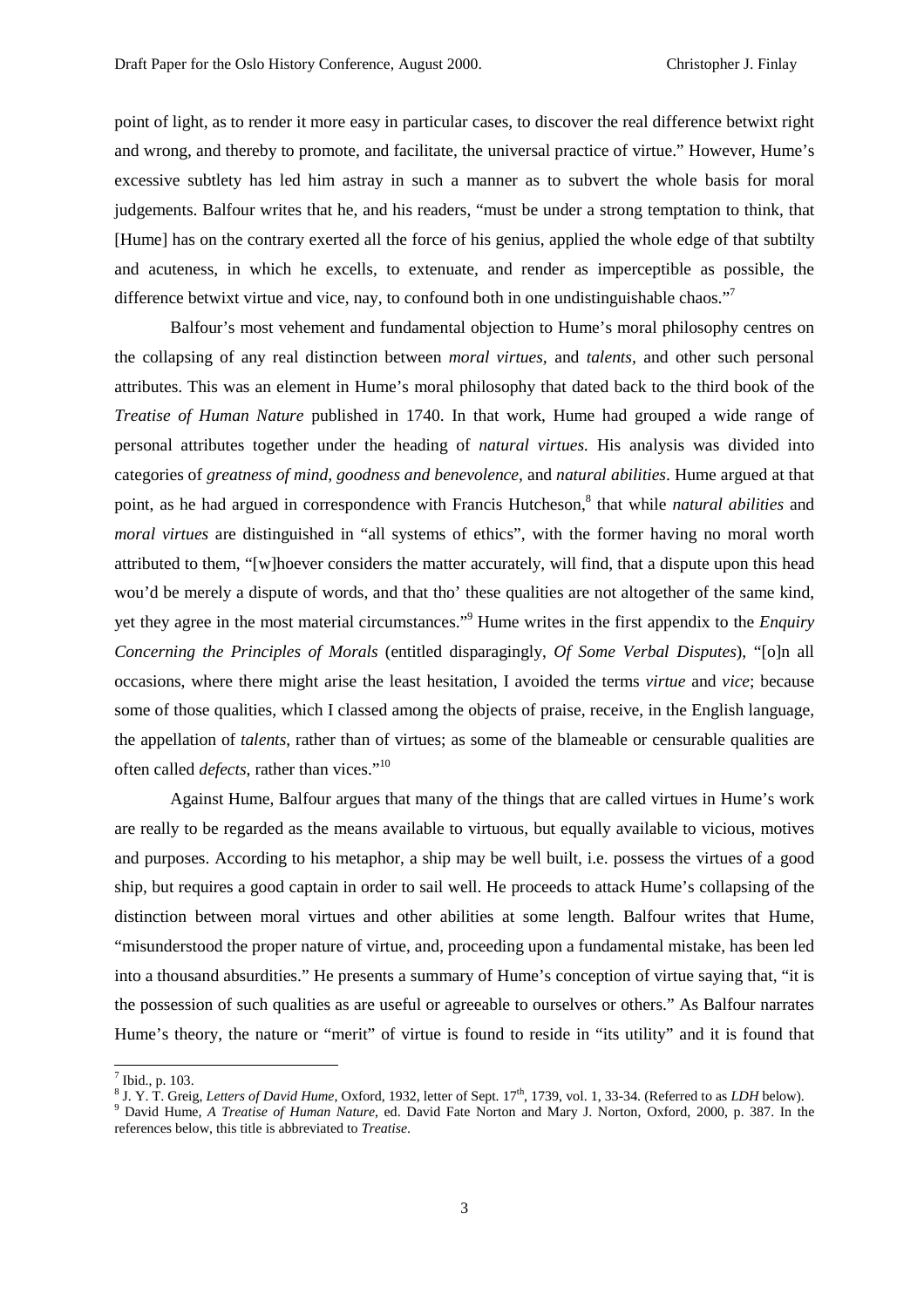point of light, as to render it more easy in particular cases, to discover the real difference betwixt right and wrong, and thereby to promote, and facilitate, the universal practice of virtue." However, Hume's excessive subtlety has led him astray in such a manner as to subvert the whole basis for moral judgements. Balfour writes that he, and his readers, "must be under a strong temptation to think, that [Hume] has on the contrary exerted all the force of his genius, applied the whole edge of that subtilty and acuteness, in which he excells, to extenuate, and render as imperceptible as possible, the difference betwixt virtue and vice, nay, to confound both in one undistinguishable chaos."[7]

Balfour's most vehement and fundamental objection to Hume's moral philosophy centres on the collapsing of any real distinction between *moral virtues,* and *talents,* and other such personal attributes. This was an element in Hume's moral philosophy that dated back to the third book of the *Treatise of Human Nature* published in 1740. In that work, Hume had grouped a wide range of personal attributes together under the heading of *natural virtues.* His analysis was divided into categories of *greatness of mind*, *goodness and benevolence*, and *natural abilities*. Hume argued at that point, as he had argued in correspondence with Francis Hutcheson,[8] that while *natural abilities* and *moral virtues* are distinguished in "all systems of ethics", with the former having no moral worth attributed to them, "[w]hoever considers the matter accurately, will find, that a dispute upon this head wou'd be merely a dispute of words, and that tho' these qualities are not altogether of the same kind, yet they agree in the most material circumstances."[9] Hume writes in the first appendix to the *Enquiry Concerning the Principles of Morals* (entitled disparagingly, *Of Some Verbal Disputes*), "[o]n all occasions, where there might arise the least hesitation, I avoided the terms *virtue* and *vice*; because some of those qualities, which I classed among the objects of praise, receive, in the English language, the appellation of *talents*, rather than of virtues; as some of the blameable or censurable qualities are often called *defects*, rather than vices."[10]

Against Hume, Balfour argues that many of the things that are called virtues in Hume's work are really to be regarded as the means available to virtuous, but equally available to vicious, motives and purposes. According to his metaphor, a ship may be well built, i.e. possess the virtues of a good ship, but requires a good captain in order to sail well. He proceeds to attack Hume's collapsing of the distinction between moral virtues and other abilities at some length. Balfour writes that Hume, "misunderstood the proper nature of virtue, and, proceeding upon a fundamental mistake, has been led into a thousand absurdities." He presents a summary of Hume's conception of virtue saying that, "it is the possession of such qualities as are useful or agreeable to ourselves or others." As Balfour narrates Hume's theory, the nature or "merit" of virtue is found to reside in "its utility" and it is found that

---

[7] Ibid., p. 103.

[8] J. Y. T. Greig, *Letters of David Hume*, Oxford, 1932, letter of Sept. 17th, 1739, vol. 1, 33-34. (Referred to as *LDH* below).

[9] David Hume, *A Treatise of Human Nature*, ed. David Fate Norton and Mary J. Norton, Oxford, 2000, p. 387. In the references below, this title is abbreviated to *Treatise*.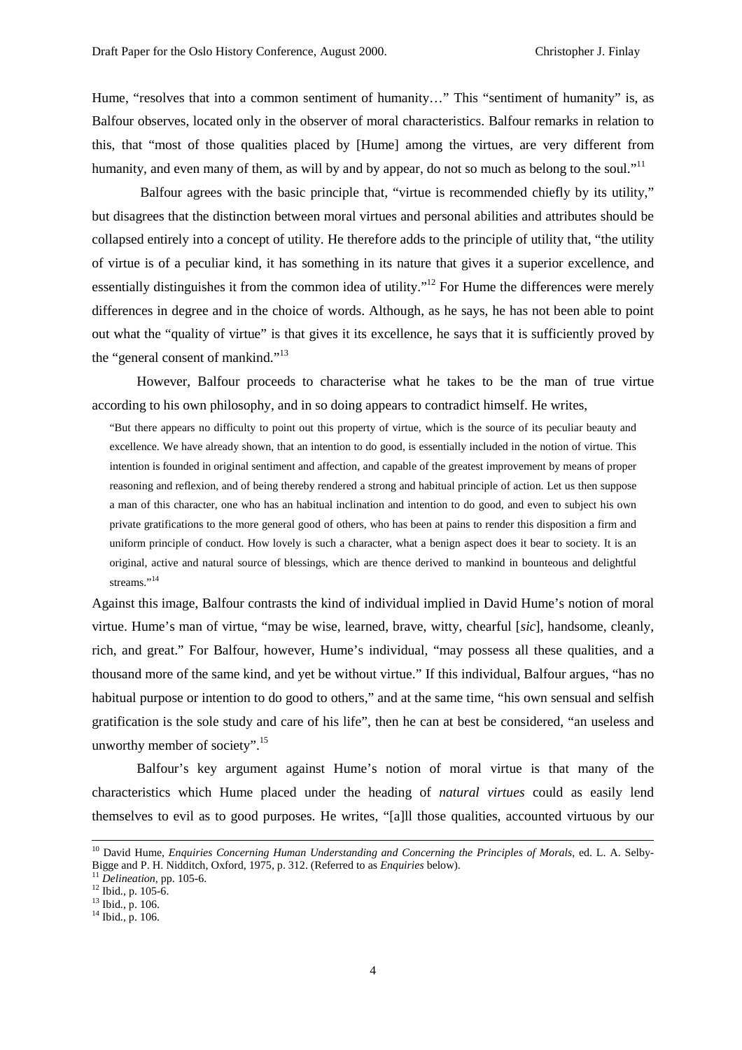Hume, "resolves that into a common sentiment of humanity…" This "sentiment of humanity" is, as Balfour observes, located only in the observer of moral characteristics. Balfour remarks in relation to this, that "most of those qualities placed by [Hume] among the virtues, are very different from humanity, and even many of them, as will by and by appear, do not so much as belong to the soul."[11]

Balfour agrees with the basic principle that, "virtue is recommended chiefly by its utility," but disagrees that the distinction between moral virtues and personal abilities and attributes should be collapsed entirely into a concept of utility. He therefore adds to the principle of utility that, "the utility of virtue is of a peculiar kind, it has something in its nature that gives it a superior excellence, and essentially distinguishes it from the common idea of utility."[12] For Hume the differences were merely differences in degree and in the choice of words. Although, as he says, he has not been able to point out what the "quality of virtue" is that gives it its excellence, he says that it is sufficiently proved by the "general consent of mankind."[13]

However, Balfour proceeds to characterise what he takes to be the man of true virtue according to his own philosophy, and in so doing appears to contradict himself. He writes,

> "But there appears no difficulty to point out this property of virtue, which is the source of its peculiar beauty and excellence. We have already shown, that an intention to do good, is essentially included in the notion of virtue. This intention is founded in original sentiment and affection, and capable of the greatest improvement by means of proper reasoning and reflexion, and of being thereby rendered a strong and habitual principle of action. Let us then suppose a man of this character, one who has an habitual inclination and intention to do good, and even to subject his own private gratifications to the more general good of others, who has been at pains to render this disposition a firm and uniform principle of conduct. How lovely is such a character, what a benign aspect does it bear to society. It is an original, active and natural source of blessings, which are thence derived to mankind in bounteous and delightful streams."[14]

Against this image, Balfour contrasts the kind of individual implied in David Hume's notion of moral virtue. Hume's man of virtue, "may be wise, learned, brave, witty, chearful [*sic*], handsome, cleanly, rich, and great." For Balfour, however, Hume's individual, "may possess all these qualities, and a thousand more of the same kind, and yet be without virtue." If this individual, Balfour argues, "has no habitual purpose or intention to do good to others," and at the same time, "his own sensual and selfish gratification is the sole study and care of his life", then he can at best be considered, "an useless and unworthy member of society".[15]

Balfour's key argument against Hume's notion of moral virtue is that many of the characteristics which Hume placed under the heading of *natural virtues* could as easily lend themselves to evil as to good purposes. He writes, "[a]ll those qualities, accounted virtuous by our

---

[10] David Hume, *Enquiries Concerning Human Understanding and Concerning the Principles of Morals*, ed. L. A. Selby-Bigge and P. H. Nidditch, Oxford, 1975, p. 312. (Referred to as *Enquiries* below).

[11] *Delineation*, pp. 105-6.

[12] Ibid., p. 105-6.

[13] Ibid., p. 106.

[14] Ibid., p. 106.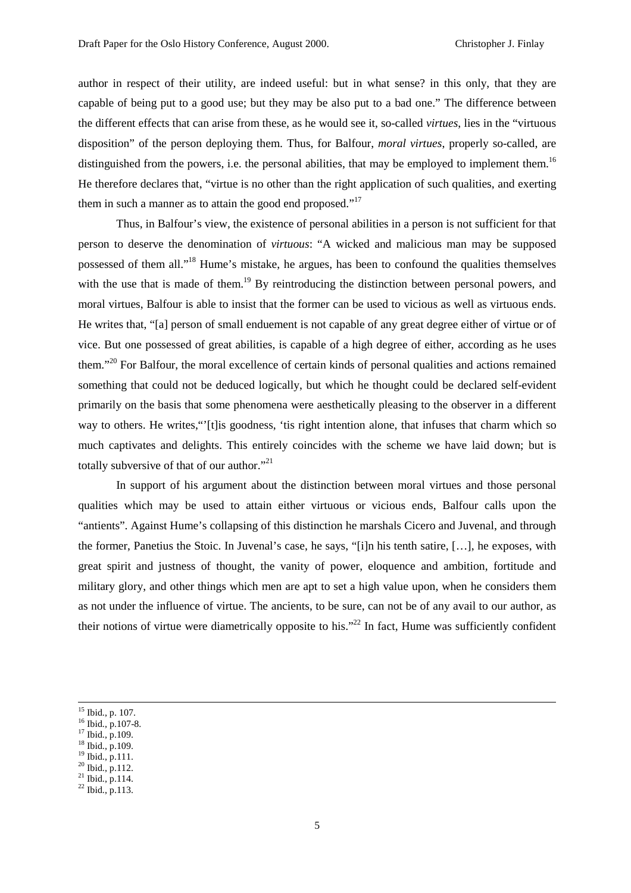author in respect of their utility, are indeed useful: but in what sense? in this only, that they are capable of being put to a good use; but they may be also put to a bad one." The difference between the different effects that can arise from these, as he would see it, so-called *virtues*, lies in the "virtuous disposition" of the person deploying them. Thus, for Balfour, *moral virtues*, properly so-called, are distinguished from the powers, i.e. the personal abilities, that may be employed to implement them.[16] He therefore declares that, "virtue is no other than the right application of such qualities, and exerting them in such a manner as to attain the good end proposed."[17]

Thus, in Balfour's view, the existence of personal abilities in a person is not sufficient for that person to deserve the denomination of *virtuous*: "A wicked and malicious man may be supposed possessed of them all."[18] Hume's mistake, he argues, has been to confound the qualities themselves with the use that is made of them.[19] By reintroducing the distinction between personal powers, and moral virtues, Balfour is able to insist that the former can be used to vicious as well as virtuous ends. He writes that, "[a] person of small enduement is not capable of any great degree either of virtue or of vice. But one possessed of great abilities, is capable of a high degree of either, according as he uses them."[20] For Balfour, the moral excellence of certain kinds of personal qualities and actions remained something that could not be deduced logically, but which he thought could be declared self-evident primarily on the basis that some phenomena were aesthetically pleasing to the observer in a different way to others. He writes,"'[t]is goodness, 'tis right intention alone, that infuses that charm which so much captivates and delights. This entirely coincides with the scheme we have laid down; but is totally subversive of that of our author."[21]

In support of his argument about the distinction between moral virtues and those personal qualities which may be used to attain either virtuous or vicious ends, Balfour calls upon the "antients". Against Hume's collapsing of this distinction he marshals Cicero and Juvenal, and through the former, Panetius the Stoic. In Juvenal's case, he says, "[i]n his tenth satire, […], he exposes, with great spirit and justness of thought, the vanity of power, eloquence and ambition, fortitude and military glory, and other things which men are apt to set a high value upon, when he considers them as not under the influence of virtue. The ancients, to be sure, can not be of any avail to our author, as their notions of virtue were diametrically opposite to his."[22] In fact, Hume was sufficiently confident

---

[15] Ibid., p. 107.
[16] Ibid., p.107-8.
[17] Ibid., p.109.
[18] Ibid., p.109.
[19] Ibid., p.111.
[20] Ibid., p.112.
[21] Ibid., p.114.
[22] Ibid., p.113.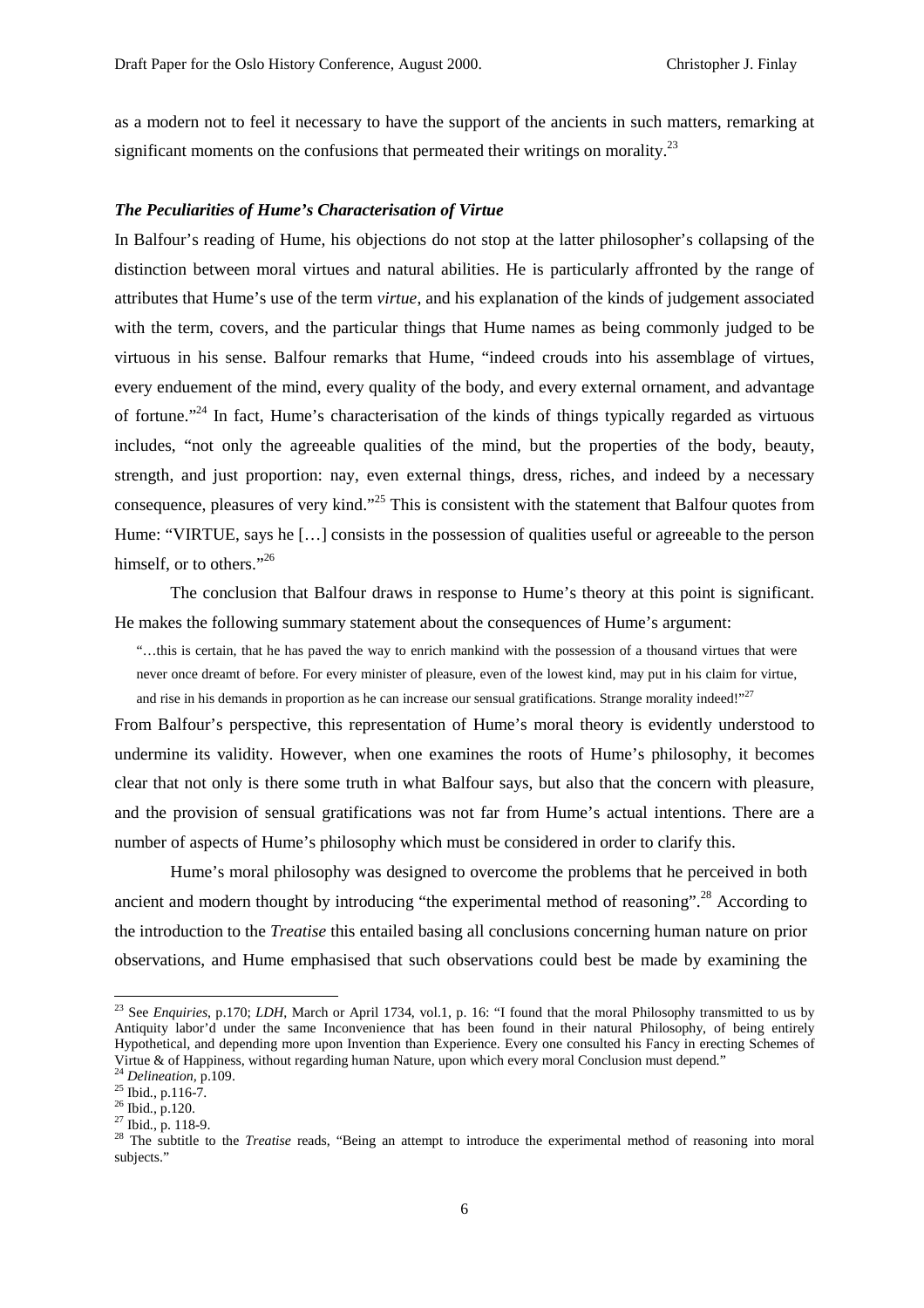as a modern not to feel it necessary to have the support of the ancients in such matters, remarking at significant moments on the confusions that permeated their writings on morality.[23]

### *The Peculiarities of Hume's Characterisation of Virtue*

In Balfour's reading of Hume, his objections do not stop at the latter philosopher's collapsing of the distinction between moral virtues and natural abilities. He is particularly affronted by the range of attributes that Hume's use of the term *virtue*, and his explanation of the kinds of judgement associated with the term, covers, and the particular things that Hume names as being commonly judged to be virtuous in his sense. Balfour remarks that Hume, "indeed crouds into his assemblage of virtues, every enduement of the mind, every quality of the body, and every external ornament, and advantage of fortune."[24] In fact, Hume's characterisation of the kinds of things typically regarded as virtuous includes, "not only the agreeable qualities of the mind, but the properties of the body, beauty, strength, and just proportion: nay, even external things, dress, riches, and indeed by a necessary consequence, pleasures of very kind."[25] This is consistent with the statement that Balfour quotes from Hume: "VIRTUE, says he […] consists in the possession of qualities useful or agreeable to the person himself, or to others."[26]

The conclusion that Balfour draws in response to Hume's theory at this point is significant. He makes the following summary statement about the consequences of Hume's argument:

> "…this is certain, that he has paved the way to enrich mankind with the possession of a thousand virtues that were never once dreamt of before. For every minister of pleasure, even of the lowest kind, may put in his claim for virtue, and rise in his demands in proportion as he can increase our sensual gratifications. Strange morality indeed!"[27]

From Balfour's perspective, this representation of Hume's moral theory is evidently understood to undermine its validity. However, when one examines the roots of Hume's philosophy, it becomes clear that not only is there some truth in what Balfour says, but also that the concern with pleasure, and the provision of sensual gratifications was not far from Hume's actual intentions. There are a number of aspects of Hume's philosophy which must be considered in order to clarify this.

Hume's moral philosophy was designed to overcome the problems that he perceived in both ancient and modern thought by introducing "the experimental method of reasoning".[28] According to the introduction to the *Treatise* this entailed basing all conclusions concerning human nature on prior observations, and Hume emphasised that such observations could best be made by examining the

---

[23] See *Enquiries*, p.170; *LDH*, March or April 1734, vol.1, p. 16: "I found that the moral Philosophy transmitted to us by Antiquity labor'd under the same Inconvenience that has been found in their natural Philosophy, of being entirely Hypothetical, and depending more upon Invention than Experience. Every one consulted his Fancy in erecting Schemes of Virtue & of Happiness, without regarding human Nature, upon which every moral Conclusion must depend."

[24] *Delineation*, p.109.

[25] Ibid., p.116-7.

[26] Ibid., p.120.

[27] Ibid., p. 118-9.

[28] The subtitle to the *Treatise* reads, "Being an attempt to introduce the experimental method of reasoning into moral subjects."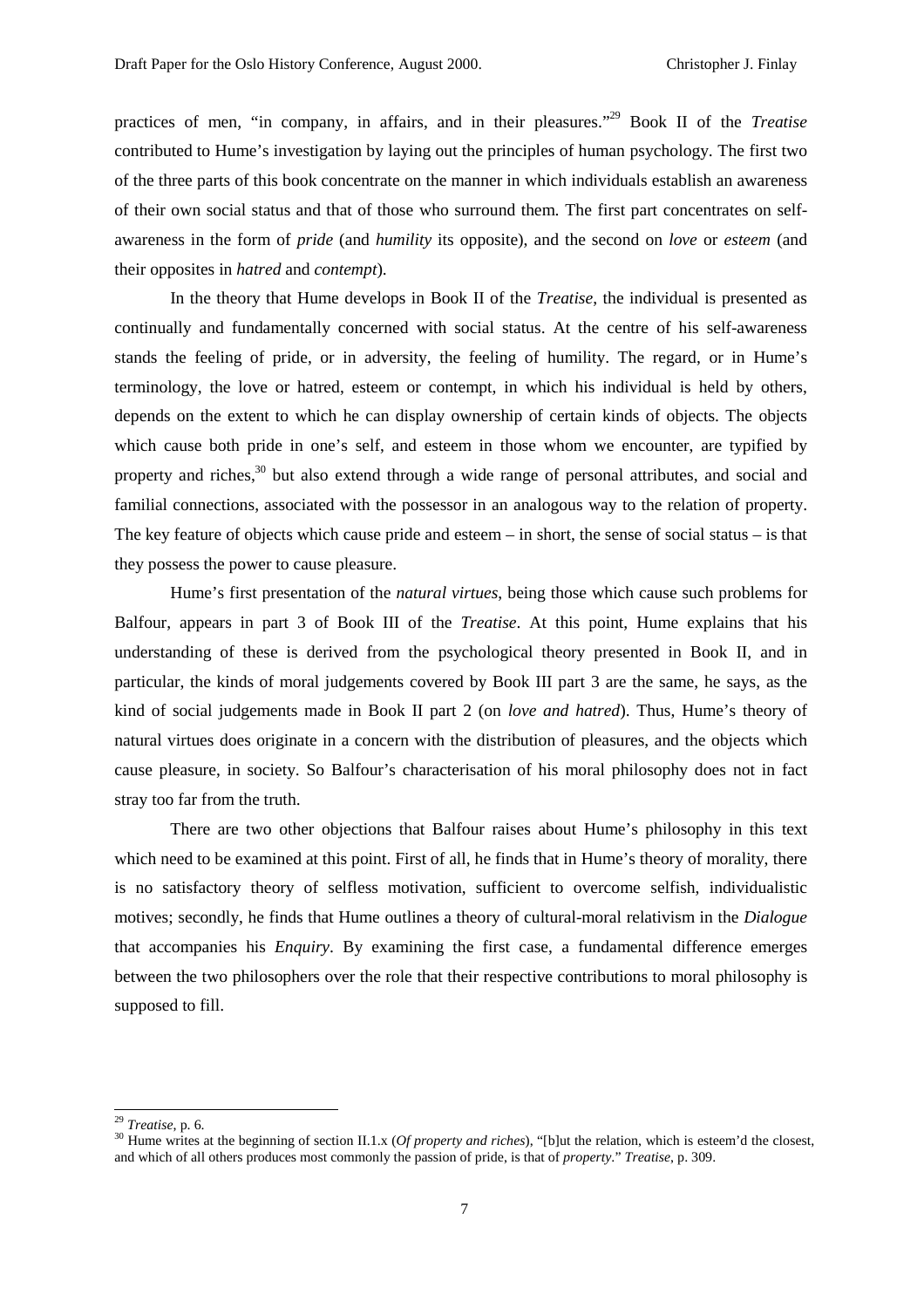practices of men, "in company, in affairs, and in their pleasures."[29] Book II of the *Treatise* contributed to Hume's investigation by laying out the principles of human psychology. The first two of the three parts of this book concentrate on the manner in which individuals establish an awareness of their own social status and that of those who surround them. The first part concentrates on self-awareness in the form of *pride* (and *humility* its opposite), and the second on *love* or *esteem* (and their opposites in *hatred* and *contempt*).

In the theory that Hume develops in Book II of the *Treatise*, the individual is presented as continually and fundamentally concerned with social status. At the centre of his self-awareness stands the feeling of pride, or in adversity, the feeling of humility. The regard, or in Hume's terminology, the love or hatred, esteem or contempt, in which his individual is held by others, depends on the extent to which he can display ownership of certain kinds of objects. The objects which cause both pride in one's self, and esteem in those whom we encounter, are typified by property and riches,[30] but also extend through a wide range of personal attributes, and social and familial connections, associated with the possessor in an analogous way to the relation of property. The key feature of objects which cause pride and esteem – in short, the sense of social status – is that they possess the power to cause pleasure.

Hume's first presentation of the *natural virtues*, being those which cause such problems for Balfour, appears in part 3 of Book III of the *Treatise*. At this point, Hume explains that his understanding of these is derived from the psychological theory presented in Book II, and in particular, the kinds of moral judgements covered by Book III part 3 are the same, he says, as the kind of social judgements made in Book II part 2 (on *love and hatred*). Thus, Hume's theory of natural virtues does originate in a concern with the distribution of pleasures, and the objects which cause pleasure, in society. So Balfour's characterisation of his moral philosophy does not in fact stray too far from the truth.

There are two other objections that Balfour raises about Hume's philosophy in this text which need to be examined at this point. First of all, he finds that in Hume's theory of morality, there is no satisfactory theory of selfless motivation, sufficient to overcome selfish, individualistic motives; secondly, he finds that Hume outlines a theory of cultural-moral relativism in the *Dialogue* that accompanies his *Enquiry*. By examining the first case, a fundamental difference emerges between the two philosophers over the role that their respective contributions to moral philosophy is supposed to fill.

---

[29] *Treatise*, p. 6.

[30] Hume writes at the beginning of section II.1.x (*Of property and riches*), "[b]ut the relation, which is esteem'd the closest, and which of all others produces most commonly the passion of pride, is that of *property*." *Treatise*, p. 309.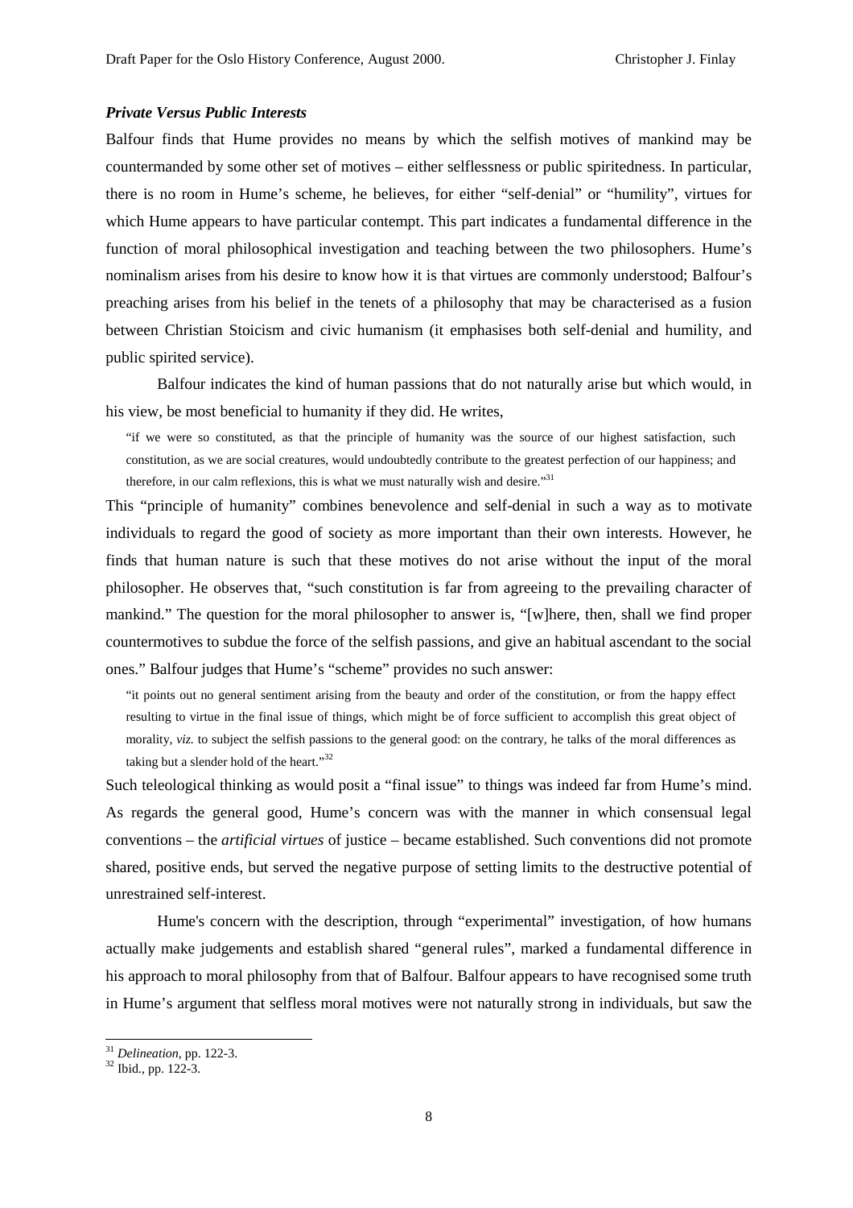### *Private Versus Public Interests*

Balfour finds that Hume provides no means by which the selfish motives of mankind may be countermanded by some other set of motives – either selflessness or public spiritedness. In particular, there is no room in Hume's scheme, he believes, for either "self-denial" or "humility", virtues for which Hume appears to have particular contempt. This part indicates a fundamental difference in the function of moral philosophical investigation and teaching between the two philosophers. Hume's nominalism arises from his desire to know how it is that virtues are commonly understood; Balfour's preaching arises from his belief in the tenets of a philosophy that may be characterised as a fusion between Christian Stoicism and civic humanism (it emphasises both self-denial and humility, and public spirited service).

Balfour indicates the kind of human passions that do not naturally arise but which would, in his view, be most beneficial to humanity if they did. He writes,

> "if we were so constituted, as that the principle of humanity was the source of our highest satisfaction, such constitution, as we are social creatures, would undoubtedly contribute to the greatest perfection of our happiness; and therefore, in our calm reflexions, this is what we must naturally wish and desire."[31]

This "principle of humanity" combines benevolence and self-denial in such a way as to motivate individuals to regard the good of society as more important than their own interests. However, he finds that human nature is such that these motives do not arise without the input of the moral philosopher. He observes that, "such constitution is far from agreeing to the prevailing character of mankind." The question for the moral philosopher to answer is, "[w]here, then, shall we find proper countermotives to subdue the force of the selfish passions, and give an habitual ascendant to the social ones." Balfour judges that Hume's "scheme" provides no such answer:

> "it points out no general sentiment arising from the beauty and order of the constitution, or from the happy effect resulting to virtue in the final issue of things, which might be of force sufficient to accomplish this great object of morality, *viz.* to subject the selfish passions to the general good: on the contrary, he talks of the moral differences as taking but a slender hold of the heart."[32]

Such teleological thinking as would posit a "final issue" to things was indeed far from Hume's mind. As regards the general good, Hume's concern was with the manner in which consensual legal conventions – the *artificial virtues* of justice – became established. Such conventions did not promote shared, positive ends, but served the negative purpose of setting limits to the destructive potential of unrestrained self-interest.

Hume's concern with the description, through "experimental" investigation, of how humans actually make judgements and establish shared "general rules", marked a fundamental difference in his approach to moral philosophy from that of Balfour. Balfour appears to have recognised some truth in Hume's argument that selfless moral motives were not naturally strong in individuals, but saw the

---

[31] *Delineation*, pp. 122-3.

[32] Ibid., pp. 122-3.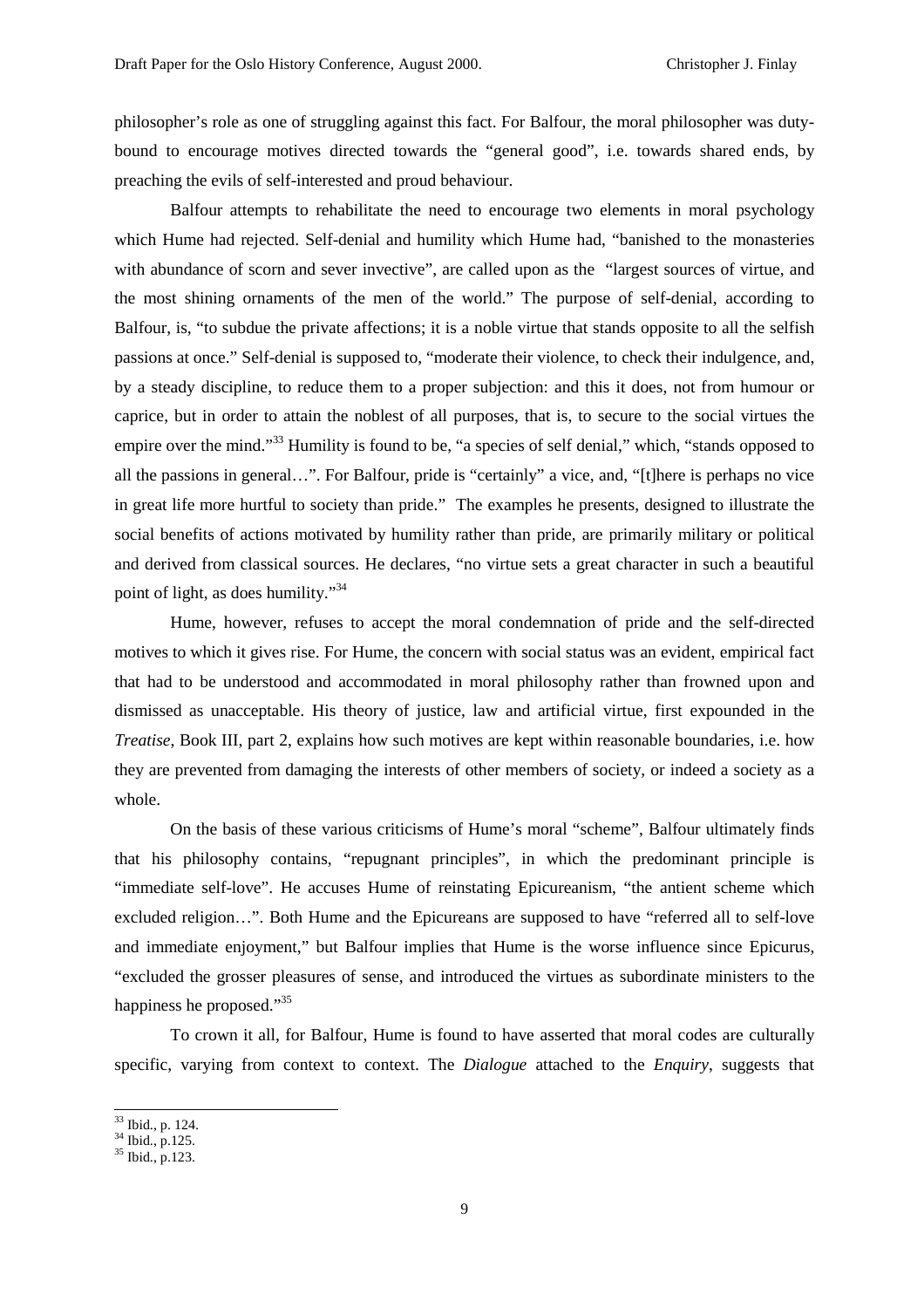philosopher's role as one of struggling against this fact. For Balfour, the moral philosopher was duty-bound to encourage motives directed towards the "general good", i.e. towards shared ends, by preaching the evils of self-interested and proud behaviour.

Balfour attempts to rehabilitate the need to encourage two elements in moral psychology which Hume had rejected. Self-denial and humility which Hume had, "banished to the monasteries with abundance of scorn and sever invective", are called upon as the "largest sources of virtue, and the most shining ornaments of the men of the world." The purpose of self-denial, according to Balfour, is, "to subdue the private affections; it is a noble virtue that stands opposite to all the selfish passions at once." Self-denial is supposed to, "moderate their violence, to check their indulgence, and, by a steady discipline, to reduce them to a proper subjection: and this it does, not from humour or caprice, but in order to attain the noblest of all purposes, that is, to secure to the social virtues the empire over the mind."[33] Humility is found to be, "a species of self denial," which, "stands opposed to all the passions in general…". For Balfour, pride is "certainly" a vice, and, "[t]here is perhaps no vice in great life more hurtful to society than pride." The examples he presents, designed to illustrate the social benefits of actions motivated by humility rather than pride, are primarily military or political and derived from classical sources. He declares, "no virtue sets a great character in such a beautiful point of light, as does humility."[34]

Hume, however, refuses to accept the moral condemnation of pride and the self-directed motives to which it gives rise. For Hume, the concern with social status was an evident, empirical fact that had to be understood and accommodated in moral philosophy rather than frowned upon and dismissed as unacceptable. His theory of justice, law and artificial virtue, first expounded in the *Treatise*, Book III, part 2, explains how such motives are kept within reasonable boundaries, i.e. how they are prevented from damaging the interests of other members of society, or indeed a society as a whole.

On the basis of these various criticisms of Hume's moral "scheme", Balfour ultimately finds that his philosophy contains, "repugnant principles", in which the predominant principle is "immediate self-love". He accuses Hume of reinstating Epicureanism, "the antient scheme which excluded religion…". Both Hume and the Epicureans are supposed to have "referred all to self-love and immediate enjoyment," but Balfour implies that Hume is the worse influence since Epicurus, "excluded the grosser pleasures of sense, and introduced the virtues as subordinate ministers to the happiness he proposed."[35]

To crown it all, for Balfour, Hume is found to have asserted that moral codes are culturally specific, varying from context to context. The *Dialogue* attached to the *Enquiry*, suggests that

---

[33] Ibid., p. 124.

[34] Ibid., p.125.

[35] Ibid., p.123.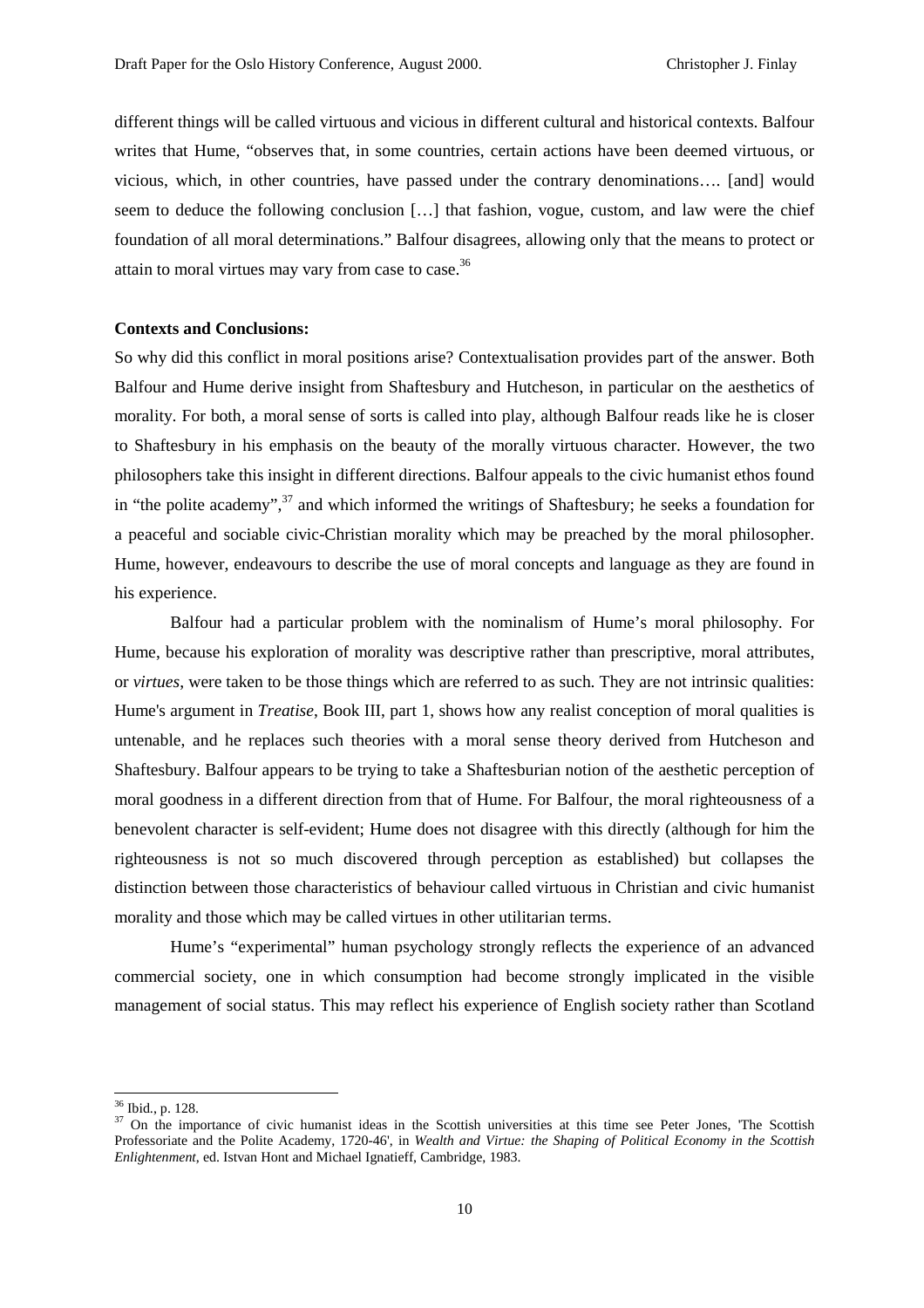different things will be called virtuous and vicious in different cultural and historical contexts. Balfour writes that Hume, "observes that, in some countries, certain actions have been deemed virtuous, or vicious, which, in other countries, have passed under the contrary denominations…. [and] would seem to deduce the following conclusion […] that fashion, vogue, custom, and law were the chief foundation of all moral determinations." Balfour disagrees, allowing only that the means to protect or attain to moral virtues may vary from case to case.[36]

**Contexts and Conclusions:**

So why did this conflict in moral positions arise? Contextualisation provides part of the answer. Both Balfour and Hume derive insight from Shaftesbury and Hutcheson, in particular on the aesthetics of morality. For both, a moral sense of sorts is called into play, although Balfour reads like he is closer to Shaftesbury in his emphasis on the beauty of the morally virtuous character. However, the two philosophers take this insight in different directions. Balfour appeals to the civic humanist ethos found in "the polite academy",[37] and which informed the writings of Shaftesbury; he seeks a foundation for a peaceful and sociable civic-Christian morality which may be preached by the moral philosopher. Hume, however, endeavours to describe the use of moral concepts and language as they are found in his experience.

Balfour had a particular problem with the nominalism of Hume's moral philosophy. For Hume, because his exploration of morality was descriptive rather than prescriptive, moral attributes, or *virtues*, were taken to be those things which are referred to as such. They are not intrinsic qualities: Hume's argument in *Treatise*, Book III, part 1, shows how any realist conception of moral qualities is untenable, and he replaces such theories with a moral sense theory derived from Hutcheson and Shaftesbury. Balfour appears to be trying to take a Shaftesburian notion of the aesthetic perception of moral goodness in a different direction from that of Hume. For Balfour, the moral righteousness of a benevolent character is self-evident; Hume does not disagree with this directly (although for him the righteousness is not so much discovered through perception as established) but collapses the distinction between those characteristics of behaviour called virtuous in Christian and civic humanist morality and those which may be called virtues in other utilitarian terms.

Hume's "experimental" human psychology strongly reflects the experience of an advanced commercial society, one in which consumption had become strongly implicated in the visible management of social status. This may reflect his experience of English society rather than Scotland

---

[36] Ibid., p. 128.

[37] On the importance of civic humanist ideas in the Scottish universities at this time see Peter Jones, 'The Scottish Professoriate and the Polite Academy, 1720-46', in *Wealth and Virtue: the Shaping of Political Economy in the Scottish Enlightenment*, ed. Istvan Hont and Michael Ignatieff, Cambridge, 1983.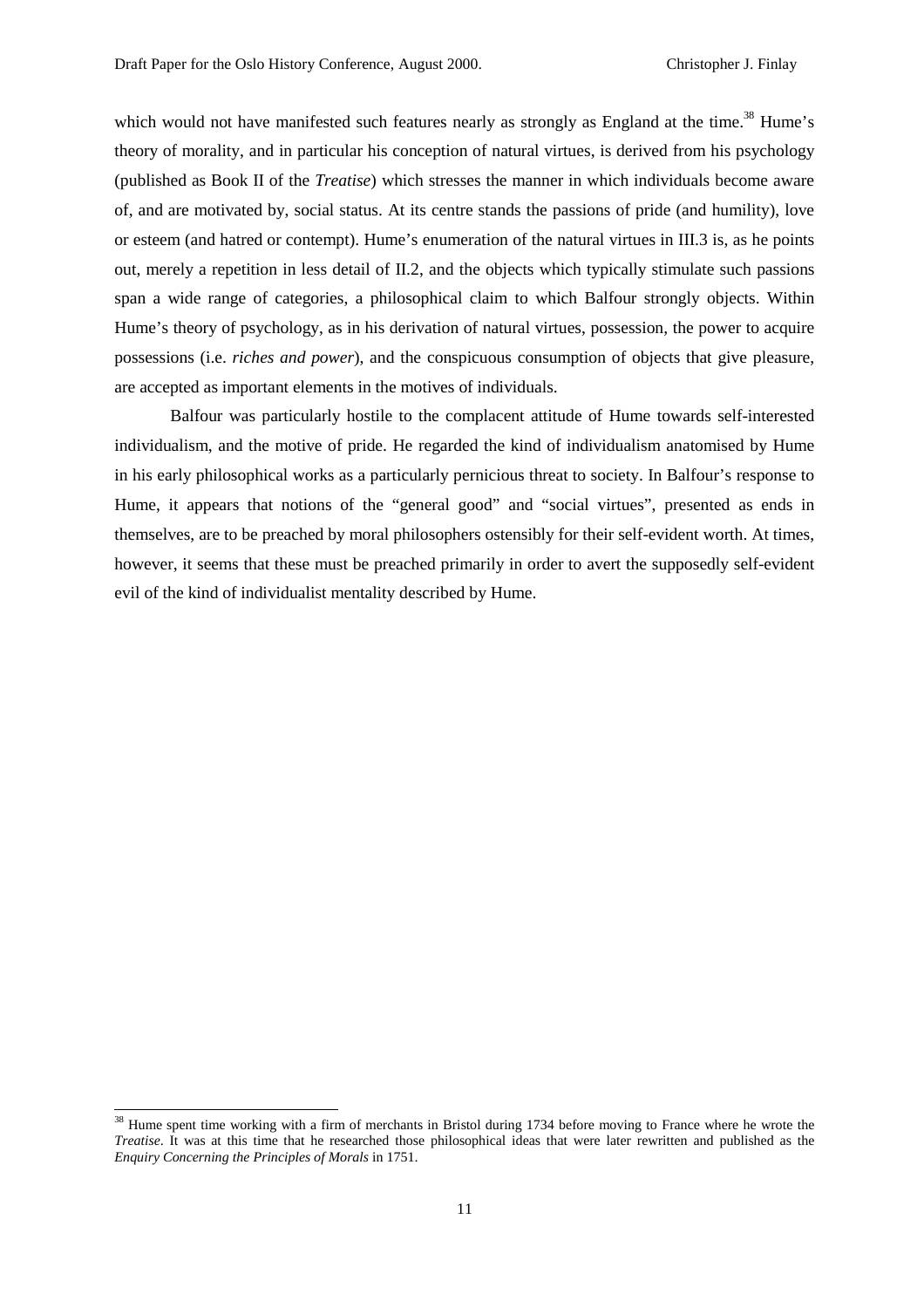which would not have manifested such features nearly as strongly as England at the time.[38] Hume's theory of morality, and in particular his conception of natural virtues, is derived from his psychology (published as Book II of the *Treatise*) which stresses the manner in which individuals become aware of, and are motivated by, social status. At its centre stands the passions of pride (and humility), love or esteem (and hatred or contempt). Hume's enumeration of the natural virtues in III.3 is, as he points out, merely a repetition in less detail of II.2, and the objects which typically stimulate such passions span a wide range of categories, a philosophical claim to which Balfour strongly objects. Within Hume's theory of psychology, as in his derivation of natural virtues, possession, the power to acquire possessions (i.e. *riches and power*), and the conspicuous consumption of objects that give pleasure, are accepted as important elements in the motives of individuals.

Balfour was particularly hostile to the complacent attitude of Hume towards self-interested individualism, and the motive of pride. He regarded the kind of individualism anatomised by Hume in his early philosophical works as a particularly pernicious threat to society. In Balfour's response to Hume, it appears that notions of the "general good" and "social virtues", presented as ends in themselves, are to be preached by moral philosophers ostensibly for their self-evident worth. At times, however, it seems that these must be preached primarily in order to avert the supposedly self-evident evil of the kind of individualist mentality described by Hume.

[38] Hume spent time working with a firm of merchants in Bristol during 1734 before moving to France where he wrote the *Treatise*. It was at this time that he researched those philosophical ideas that were later rewritten and published as the *Enquiry Concerning the Principles of Morals* in 1751.